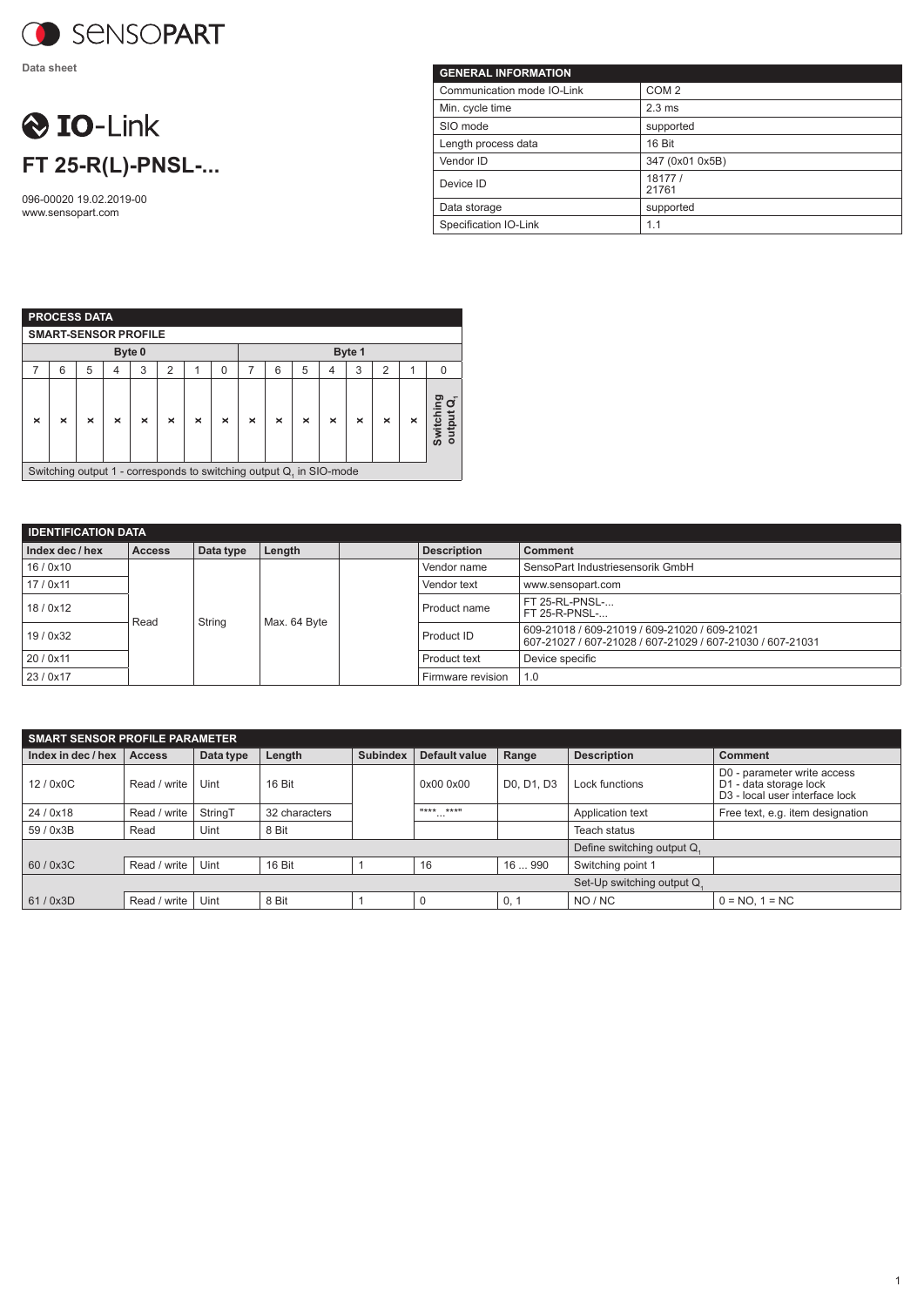SENSOPART

Data sheet

# IO-Link

## FT 25-R(L)-PNSL-...

096-00020 19.02.2019-00
www.sensopart.com

| GENERAL INFORMATION | |
|---|---|
| Communication mode IO-Link | COM 2 |
| Min. cycle time | 2.3 ms |
| SIO mode | supported |
| Length process data | 16 Bit |
| Vendor ID | 347 (0x01 0x5B) |
| Device ID | 18177 / 21761 |
| Data storage | supported |
| Specification IO-Link | 1.1 |

| PROCESS DATA | | | | | | | | | | | | | | | |
|---|---|---|---|---|---|---|---|---|---|---|---|---|---|---|---|
| SMART-SENSOR PROFILE | | | | | | | | | | | | | | | |
| Byte 0 | | | | | | | | Byte 1 | | | | | | | |
| 7 | 6 | 5 | 4 | 3 | 2 | 1 | 0 | 7 | 6 | 5 | 4 | 3 | 2 | 1 | 0 |
| x | x | x | x | x | x | x | x | x | x | x | x | x | x | x | Switching output $Q_1$ |
| Switching output 1 - corresponds to switching output $Q_1$ in SIO-mode | | | | | | | | | | | | | | | |

| IDENTIFICATION DATA | | | | | | |
|---|---|---|---|---|---|---|
| Index dec / hex | Access | Data type | Length | | Description | Comment |
| 16 / 0x10 | Read | String | Max. 64 Byte | | Vendor name | SensoPart Industriesensorik GmbH |
| 17 / 0x11 | | | | | Vendor text | www.sensopart.com |
| 18 / 0x12 | | | | | Product name | FT 25-RL-PNSL-... FT 25-R-PNSL-... |
| 19 / 0x32 | | | | | Product ID | 609-21018 / 609-21019 / 609-21020 / 609-21021 607-21027 / 607-21028 / 607-21029 / 607-21030 / 607-21031 |
| 20 / 0x11 | | | | | Product text | Device specific |
| 23 / 0x17 | | | | | Firmware revision | 1.0 |

| SMART SENSOR PROFILE PARAMETER | | | | | | | | |
|---|---|---|---|---|---|---|---|---|
| Index in dec / hex | Access | Data type | Length | Subindex | Default value | Range | Description | Comment |
| 12 / 0x0C | Read / write | Uint | 16 Bit | | 0x00 0x00 | D0, D1, D3 | Lock functions | D0 - parameter write access D1 - data storage lock D3 - local user interface lock |
| 24 / 0x18 | Read / write | StringT | 32 characters | | "***...***" | | Application text | Free text, e.g. item designation |
| 59 / 0x3B | Read | Uint | 8 Bit | | | | Teach status | |
| | | | | | | | Define switching output $Q_1$ | |
| 60 / 0x3C | Read / write | Uint | 16 Bit | 1 | 16 | 16 ... 990 | Switching point 1 | |
| | | | | | | | Set-Up switching output $Q_1$ | |
| 61 / 0x3D | Read / write | Uint | 8 Bit | 1 | 0 | 0, 1 | NO / NC | 0 = NO, 1 = NC |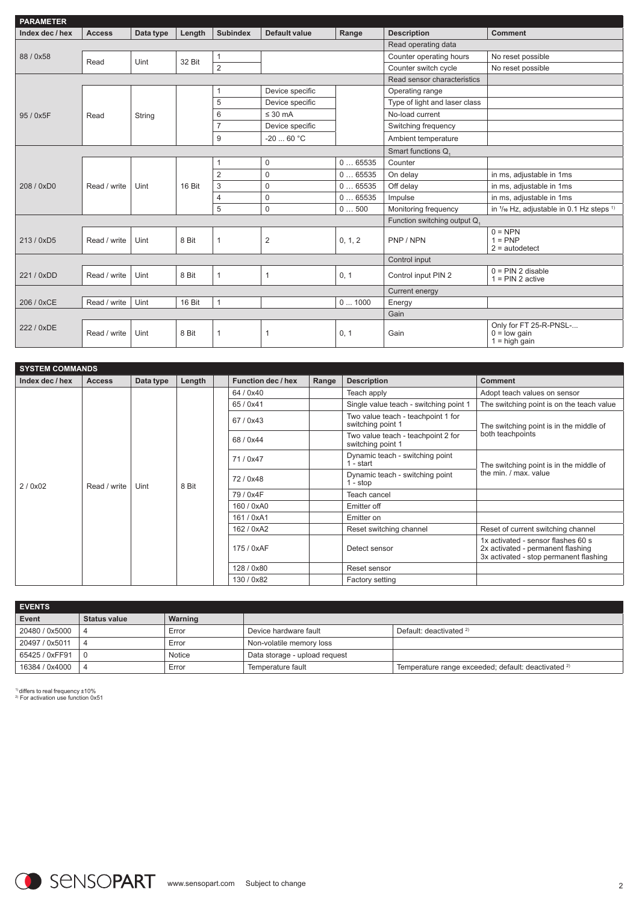## PARAMETER

| Index dec / hex | Access | Data type | Length | Subindex | Default value | Range | Description | Comment |
|---|---|---|---|---|---|---|---|---|
| | | | | | | | Read operating data | |
| 88 / 0x58 | Read | Uint | 32 Bit | 1 | | | Counter operating hours | No reset possible |
| | | | | 2 | | | Counter switch cycle | No reset possible |
| | | | | | | | Read sensor characteristics | |
| 95 / 0x5F | Read | String | | 1 | Device specific | | Operating range | |
| | | | | 5 | Device specific | | Type of light and laser class | |
| | | | | 6 | ≤ 30 mA | | No-load current | |
| | | | | 7 | Device specific | | Switching frequency | |
| | | | | 9 | -20 ... 60 °C | | Ambient temperature | |
| | | | | | | | Smart functions $Q_1$ | |
| 208 / 0xD0 | Read / write | Uint | 16 Bit | 1 | 0 | 0 … 65535 | Counter | |
| | | | | 2 | 0 | 0 … 65535 | On delay | in ms, adjustable in 1ms |
| | | | | 3 | 0 | 0 … 65535 | Off delay | in ms, adjustable in 1ms |
| | | | | 4 | 0 | 0 … 65535 | Impulse | in ms, adjustable in 1ms |
| | | | | 5 | 0 | 0 … 500 | Monitoring frequency | in 1/10 Hz, adjustable in 0.1 Hz steps [1] |
| | | | | | | | Function switching output $Q_1$ | |
| 213 / 0xD5 | Read / write | Uint | 8 Bit | 1 | 2 | 0, 1, 2 | PNP / NPN | 0 = NPN<br>1 = PNP<br>2 = autodetect |
| | | | | | | | Control input | |
| 221 / 0xDD | Read / write | Uint | 8 Bit | 1 | 1 | 0, 1 | Control input PIN 2 | 0 = PIN 2 disable<br>1 = PIN 2 active |
| | | | | | | | Current energy | |
| 206 / 0xCE | Read / write | Uint | 16 Bit | 1 | | 0 ... 1000 | Energy | |
| | | | | | | | Gain | |
| 222 / 0xDE | Read / write | Uint | 8 Bit | 1 | 1 | 0, 1 | Gain | Only for FT 25-R-PNSL-...<br>0 = low gain<br>1 = high gain |

## SYSTEM COMMANDS

| Index dec / hex | Access | Data type | Length | | Function dec / hex | Range | Description | Comment |
|---|---|---|---|---|---|---|---|---|
| 2 / 0x02 | Read / write | Uint | 8 Bit | | 64 / 0x40 | | Teach apply | Adopt teach values on sensor |
| | | | | | 65 / 0x41 | | Single value teach - switching point 1 | The switching point is on the teach value |
| | | | | | 67 / 0x43 | | Two value teach - teachpoint 1 for switching point 1 | The switching point is in the middle of both teachpoints |
| | | | | | 68 / 0x44 | | Two value teach - teachpoint 2 for switching point 1 | |
| | | | | | 71 / 0x47 | | Dynamic teach - switching point 1 - start | The switching point is in the middle of the min. / max. value |
| | | | | | 72 / 0x48 | | Dynamic teach - switching point 1 - stop | |
| | | | | | 79 / 0x4F | | Teach cancel | |
| | | | | | 160 / 0xA0 | | Emitter off | |
| | | | | | 161 / 0xA1 | | Emitter on | |
| | | | | | 162 / 0xA2 | | Reset switching channel | Reset of current switching channel |
| | | | | | 175 / 0xAF | | Detect sensor | 1x activated - sensor flashes 60 s<br>2x activated - permanent flashing<br>3x activated - stop permanent flashing |
| | | | | | 128 / 0x80 | | Reset sensor | |
| | | | | | 130 / 0x82 | | Factory setting | |

## EVENTS

| Event | Status value | Warning | | |
|---|---|---|---|---|
| 20480 / 0x5000 | 4 | Error | Device hardware fault | Default: deactivated [2] |
| 20497 / 0x5011 | 4 | Error | Non-volatile memory loss | |
| 65425 / 0xFF91 | 0 | Notice | Data storage - upload request | |
| 16384 / 0x4000 | 4 | Error | Temperature fault | Temperature range exceeded; default: deactivated [2] |

[1] differs to real frequency ±10%
[2] For activation use function 0x51